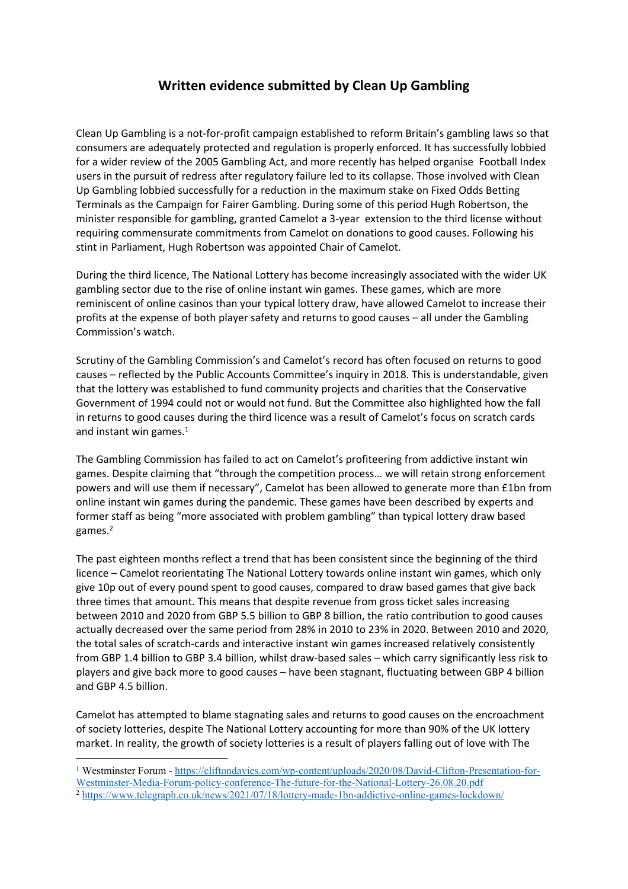# Written evidence submitted by Clean Up Gambling

Clean Up Gambling is a not-for-profit campaign established to reform Britain's gambling laws so that consumers are adequately protected and regulation is properly enforced. It has successfully lobbied for a wider review of the 2005 Gambling Act, and more recently has helped organise Football Index users in the pursuit of redress after regulatory failure led to its collapse. Those involved with Clean Up Gambling lobbied successfully for a reduction in the maximum stake on Fixed Odds Betting Terminals as the Campaign for Fairer Gambling. During some of this period Hugh Robertson, the minister responsible for gambling, granted Camelot a 3-year extension to the third license without requiring commensurate commitments from Camelot on donations to good causes. Following his stint in Parliament, Hugh Robertson was appointed Chair of Camelot.

During the third licence, The National Lottery has become increasingly associated with the wider UK gambling sector due to the rise of online instant win games. These games, which are more reminiscent of online casinos than your typical lottery draw, have allowed Camelot to increase their profits at the expense of both player safety and returns to good causes – all under the Gambling Commission's watch.

Scrutiny of the Gambling Commission's and Camelot's record has often focused on returns to good causes – reflected by the Public Accounts Committee's inquiry in 2018. This is understandable, given that the lottery was established to fund community projects and charities that the Conservative Government of 1994 could not or would not fund. But the Committee also highlighted how the fall in returns to good causes during the third licence was a result of Camelot's focus on scratch cards and instant win games.[1]

The Gambling Commission has failed to act on Camelot's profiteering from addictive instant win games. Despite claiming that "through the competition process… we will retain strong enforcement powers and will use them if necessary", Camelot has been allowed to generate more than £1bn from online instant win games during the pandemic. These games have been described by experts and former staff as being "more associated with problem gambling" than typical lottery draw based games.[2]

The past eighteen months reflect a trend that has been consistent since the beginning of the third licence – Camelot reorientating The National Lottery towards online instant win games, which only give 10p out of every pound spent to good causes, compared to draw based games that give back three times that amount. This means that despite revenue from gross ticket sales increasing between 2010 and 2020 from GBP 5.5 billion to GBP 8 billion, the ratio contribution to good causes actually decreased over the same period from 28% in 2010 to 23% in 2020. Between 2010 and 2020, the total sales of scratch-cards and interactive instant win games increased relatively consistently from GBP 1.4 billion to GBP 3.4 billion, whilst draw-based sales – which carry significantly less risk to players and give back more to good causes – have been stagnant, fluctuating between GBP 4 billion and GBP 4.5 billion.

Camelot has attempted to blame stagnating sales and returns to good causes on the encroachment of society lotteries, despite The National Lottery accounting for more than 90% of the UK lottery market. In reality, the growth of society lotteries is a result of players falling out of love with The

---

[1] Westminster Forum - https://cliftondavies.com/wp-content/uploads/2020/08/David-Clifton-Presentation-for-Westminster-Media-Forum-policy-conference-The-future-for-the-National-Lottery-26.08.20.pdf

[2] https://www.telegraph.co.uk/news/2021/07/18/lottery-made-1bn-addictive-online-games-lockdown/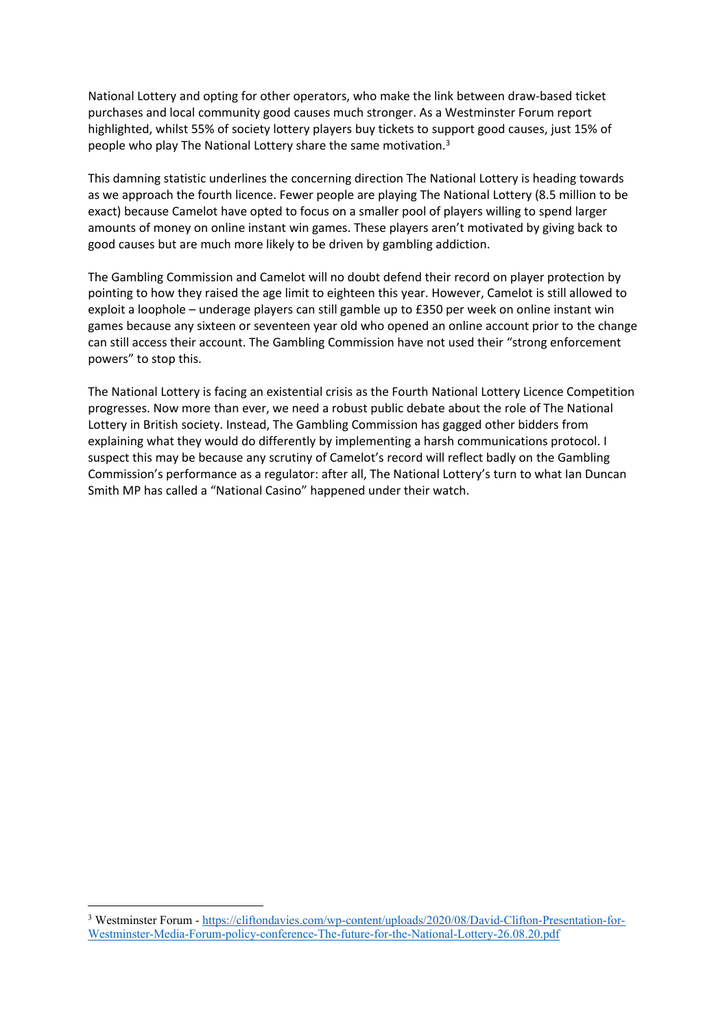National Lottery and opting for other operators, who make the link between draw-based ticket purchases and local community good causes much stronger. As a Westminster Forum report highlighted, whilst 55% of society lottery players buy tickets to support good causes, just 15% of people who play The National Lottery share the same motivation.[3]

This damning statistic underlines the concerning direction The National Lottery is heading towards as we approach the fourth licence. Fewer people are playing The National Lottery (8.5 million to be exact) because Camelot have opted to focus on a smaller pool of players willing to spend larger amounts of money on online instant win games. These players aren't motivated by giving back to good causes but are much more likely to be driven by gambling addiction.

The Gambling Commission and Camelot will no doubt defend their record on player protection by pointing to how they raised the age limit to eighteen this year. However, Camelot is still allowed to exploit a loophole – underage players can still gamble up to £350 per week on online instant win games because any sixteen or seventeen year old who opened an online account prior to the change can still access their account. The Gambling Commission have not used their "strong enforcement powers" to stop this.

The National Lottery is facing an existential crisis as the Fourth National Lottery Licence Competition progresses. Now more than ever, we need a robust public debate about the role of The National Lottery in British society. Instead, The Gambling Commission has gagged other bidders from explaining what they would do differently by implementing a harsh communications protocol. I suspect this may be because any scrutiny of Camelot's record will reflect badly on the Gambling Commission's performance as a regulator: after all, The National Lottery's turn to what Ian Duncan Smith MP has called a "National Casino" happened under their watch.

---

[3] Westminster Forum - https://cliftondavies.com/wp-content/uploads/2020/08/David-Clifton-Presentation-for-Westminster-Media-Forum-policy-conference-The-future-for-the-National-Lottery-26.08.20.pdf